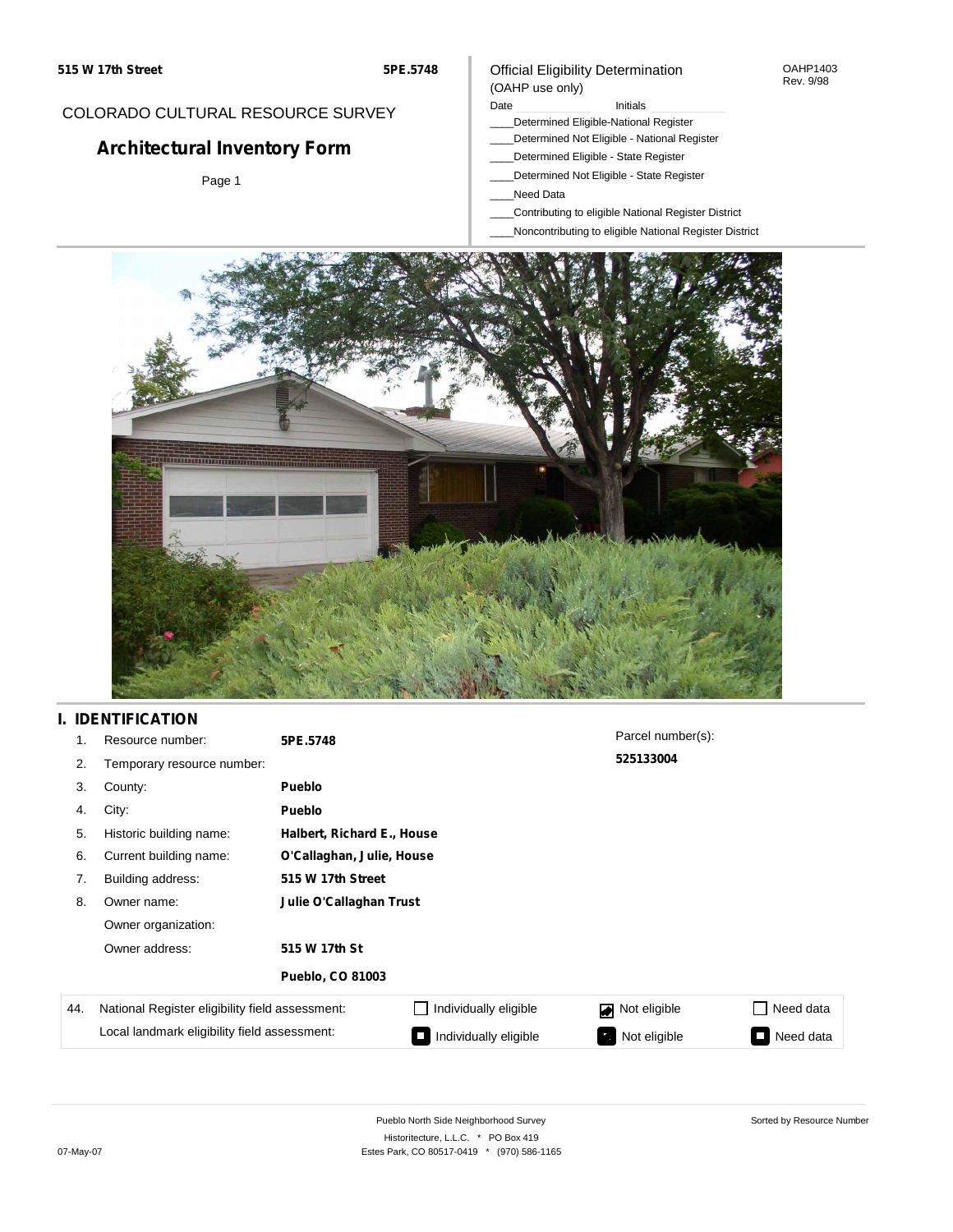515 W 17th Street — 5PE.5748

COLORADO CULTURAL RESOURCE SURVEY

# Architectural Inventory Form

Page 1

Official Eligibility Determination
(OAHP use only)

OAHP1403
Rev. 9/98

Date ____________ Initials ____________

____Determined Eligible-National Register
____Determined Not Eligible - National Register
____Determined Eligible - State Register
____Determined Not Eligible - State Register
____Need Data
____Contributing to eligible National Register District
____Noncontributing to eligible National Register District

## I. IDENTIFICATION

1. Resource number: **5PE.5748**
2. Temporary resource number:
3. County: **Pueblo**
4. City: **Pueblo**
5. Historic building name: **Halbert, Richard E., House**
6. Current building name: **O'Callaghan, Julie, House**
7. Building address: **515 W 17th Street**
8. Owner name: **Julie O'Callaghan Trust**

   Owner organization:

   Owner address: **515 W 17th St**
   **Pueblo, CO 81003**

Parcel number(s): **525133004**

| 44. | National Register eligibility field assessment: | ☐ Individually eligible | ☑ Not eligible | ☐ Need data |
|---|---|---|---|---|
| | Local landmark eligibility field assessment: | ☐ Individually eligible | ☑ Not eligible | ☐ Need data |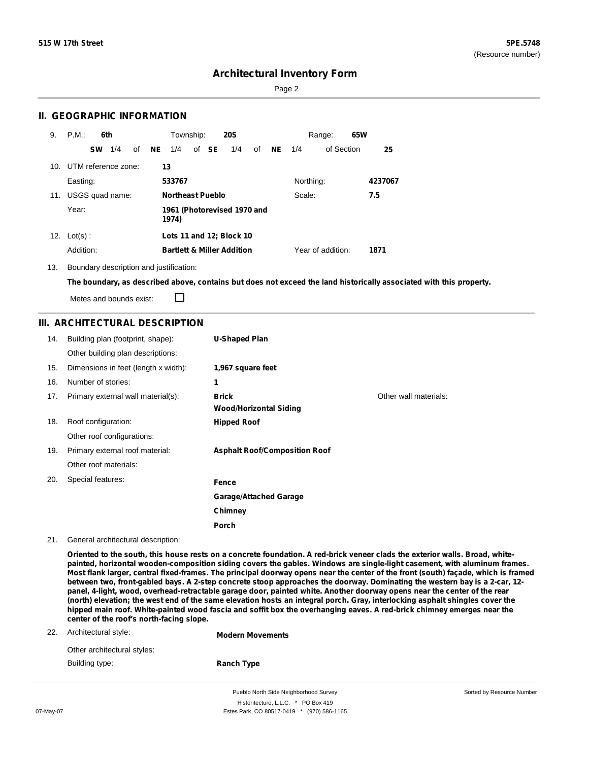# Architectural Inventory Form

## II. GEOGRAPHIC INFORMATION

9. P.M.: **6th** Township: **20S** Range: **65W**

**SW** 1/4 of **NE** 1/4 of **SE** 1/4 of **NE** 1/4 of Section **25**

10. UTM reference zone: **13**

Easting: **533767** Northing: **4237067**

11. USGS quad name: **Northeast Pueblo** Scale: **7.5**

Year: **1961 (Photorevised 1970 and 1974)**

12. Lot(s): **Lots 11 and 12; Block 10**

Addition: **Bartlett & Miller Addition** Year of addition: **1871**

13. Boundary description and justification:

**The boundary, as described above, contains but does not exceed the land historically associated with this property.**

Metes and bounds exist: ☐

## III. ARCHITECTURAL DESCRIPTION

14. Building plan (footprint, shape): **U-Shaped Plan**

Other building plan descriptions:

15. Dimensions in feet (length x width): **1,967 square feet**

16. Number of stories: **1**

17. Primary external wall material(s): **Brick**, **Wood/Horizontal Siding**

Other wall materials:

18. Roof configuration: **Hipped Roof**

Other roof configurations:

19. Primary external roof material: **Asphalt Roof/Composition Roof**

Other roof materials:

20. Special features: **Fence**, **Garage/Attached Garage**, **Chimney**, **Porch**

21. General architectural description:

**Oriented to the south, this house rests on a concrete foundation. A red-brick veneer clads the exterior walls. Broad, white-painted, horizontal wooden-composition siding covers the gables. Windows are single-light casement, with aluminum frames. Most flank larger, central fixed-frames. The principal doorway opens near the center of the front (south) façade, which is framed between two, front-gabled bays. A 2-step concrete stoop approaches the doorway. Dominating the western bay is a 2-car, 12-panel, 4-light, wood, overhead-retractable garage door, painted white. Another doorway opens near the center of the rear (north) elevation; the west end of the same elevation hosts an integral porch. Gray, interlocking asphalt shingles cover the hipped main roof. White-painted wood fascia and soffit box the overhanging eaves. A red-brick chimney emerges near the center of the roof's north-facing slope.**

22. Architectural style: **Modern Movements**

Other architectural styles:

Building type: **Ranch Type**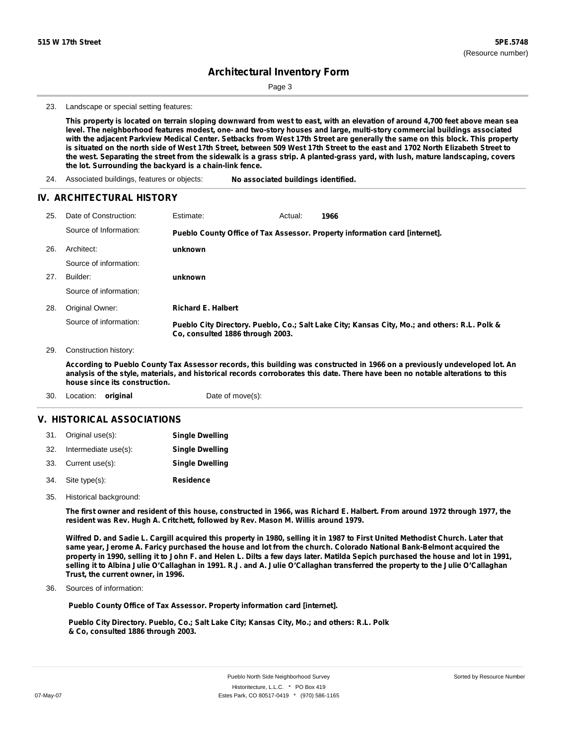23. Landscape or special setting features:

**This property is located on terrain sloping downward from west to east, with an elevation of around 4,700 feet above mean sea level. The neighborhood features modest, one- and two-story houses and large, multi-story commercial buildings associated with the adjacent Parkview Medical Center. Setbacks from West 17th Street are generally the same on this block. This property is situated on the north side of West 17th Street, between 509 West 17th Street to the east and 1702 North Elizabeth Street to the west. Separating the street from the sidewalk is a grass strip. A planted-grass yard, with lush, mature landscaping, covers the lot. Surrounding the backyard is a chain-link fence.**

24. Associated buildings, features or objects: **No associated buildings identified.**

## IV. ARCHITECTURAL HISTORY

25. Date of Construction: Estimate: Actual: **1966**

Source of Information: **Pueblo County Office of Tax Assessor. Property information card [internet].**

26. Architect: **unknown**

Source of information:

27. Builder: **unknown**

Source of information:

28. Original Owner: **Richard E. Halbert**

Source of information: **Pueblo City Directory. Pueblo, Co.; Salt Lake City; Kansas City, Mo.; and others: R.L. Polk & Co, consulted 1886 through 2003.**

29. Construction history:

**According to Pueblo County Tax Assessor records, this building was constructed in 1966 on a previously undeveloped lot. An analysis of the style, materials, and historical records corroborates this date. There have been no notable alterations to this house since its construction.**

30. Location: **original** Date of move(s):

## V. HISTORICAL ASSOCIATIONS

31. Original use(s): **Single Dwelling**
32. Intermediate use(s): **Single Dwelling**
33. Current use(s): **Single Dwelling**
34. Site type(s): **Residence**

35. Historical background:

**The first owner and resident of this house, constructed in 1966, was Richard E. Halbert. From around 1972 through 1977, the resident was Rev. Hugh A. Critchett, followed by Rev. Mason M. Willis around 1979.**

**Wilfred D. and Sadie L. Cargill acquired this property in 1980, selling it in 1987 to First United Methodist Church. Later that same year, Jerome A. Faricy purchased the house and lot from the church. Colorado National Bank-Belmont acquired the property in 1990, selling it to John F. and Helen L. Dilts a few days later. Matilda Sepich purchased the house and lot in 1991, selling it to Albina Julie O'Callaghan in 1991. R.J. and A. Julie O'Callaghan transferred the property to the Julie O'Callaghan Trust, the current owner, in 1996.**

36. Sources of information:

**Pueblo County Office of Tax Assessor. Property information card [internet].**

**Pueblo City Directory. Pueblo, Co.; Salt Lake City; Kansas City, Mo.; and others: R.L. Polk & Co, consulted 1886 through 2003.**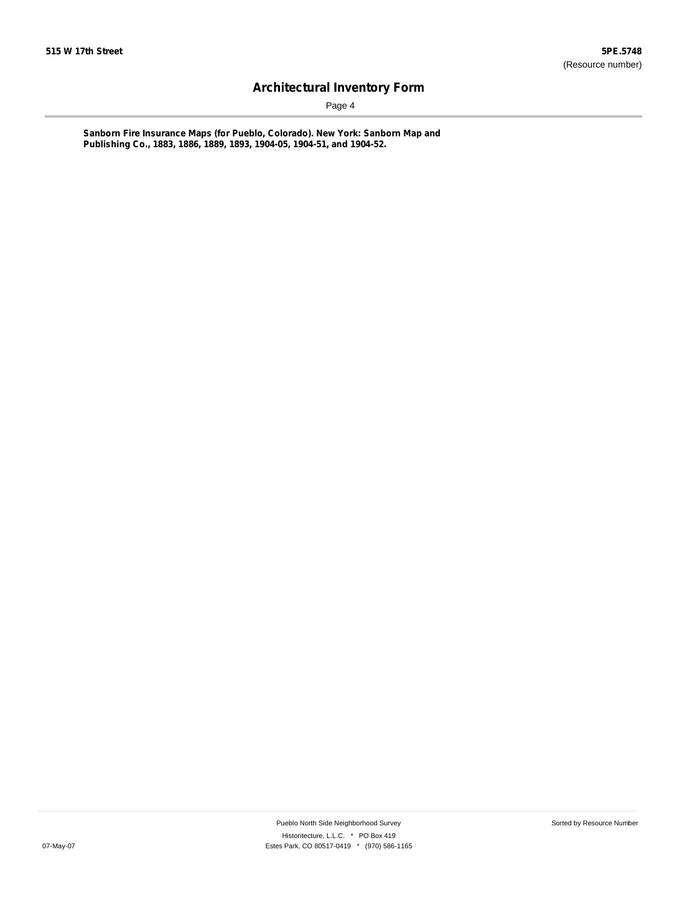**Sanborn Fire Insurance Maps (for Pueblo, Colorado). New York: Sanborn Map and Publishing Co., 1883, 1886, 1889, 1893, 1904-05, 1904-51, and 1904-52.**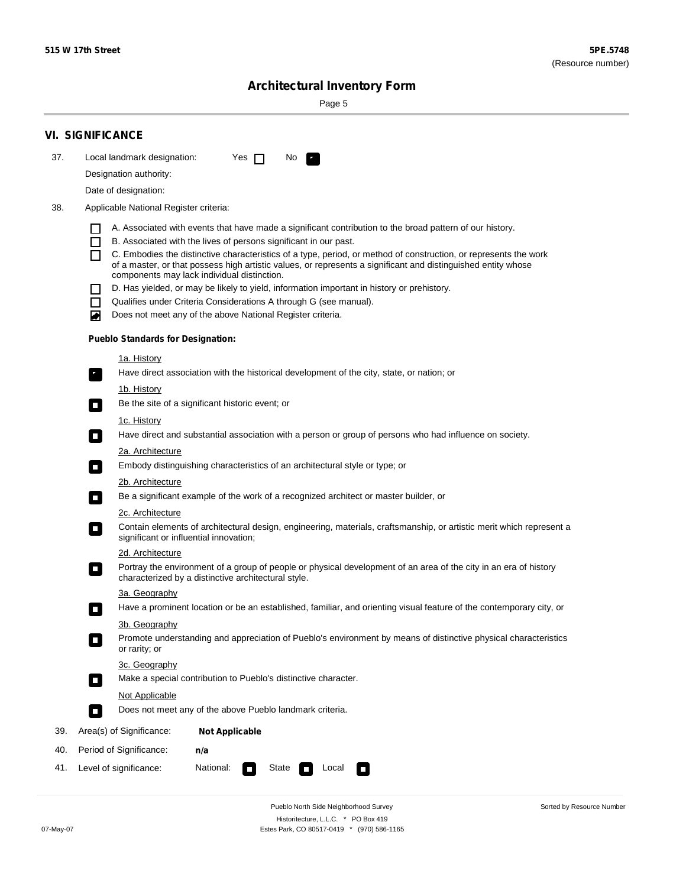## VI. SIGNIFICANCE

37. Local landmark designation: Yes ☐ No ☑

Designation authority:

Date of designation:

38. Applicable National Register criteria:

- ☐ A. Associated with events that have made a significant contribution to the broad pattern of our history.
- ☐ B. Associated with the lives of persons significant in our past.
- ☐ C. Embodies the distinctive characteristics of a type, period, or method of construction, or represents the work of a master, or that possess high artistic values, or represents a significant and distinguished entity whose components may lack individual distinction.
- ☐ D. Has yielded, or may be likely to yield, information important in history or prehistory.
- ☐ Qualifies under Criteria Considerations A through G (see manual).
- ☑ Does not meet any of the above National Register criteria.

**Pueblo Standards for Designation:**

1a. History
- ☑ Have direct association with the historical development of the city, state, or nation; or

1b. History
- ☐ Be the site of a significant historic event; or

1c. History
- ☐ Have direct and substantial association with a person or group of persons who had influence on society.

2a. Architecture
- ☐ Embody distinguishing characteristics of an architectural style or type; or

2b. Architecture
- ☐ Be a significant example of the work of a recognized architect or master builder, or

2c. Architecture
- ☐ Contain elements of architectural design, engineering, materials, craftsmanship, or artistic merit which represent a significant or influential innovation;

2d. Architecture
- ☐ Portray the environment of a group of people or physical development of an area of the city in an era of history characterized by a distinctive architectural style.

3a. Geography
- ☐ Have a prominent location or be an established, familiar, and orienting visual feature of the contemporary city, or

3b. Geography
- ☐ Promote understanding and appreciation of Pueblo's environment by means of distinctive physical characteristics or rarity; or

3c. Geography
- ☐ Make a special contribution to Pueblo's distinctive character.

Not Applicable
- ☐ Does not meet any of the above Pueblo landmark criteria.

39. Area(s) of Significance: **Not Applicable**

40. Period of Significance: **n/a**

41. Level of significance: National: ☐ State ☐ Local ☐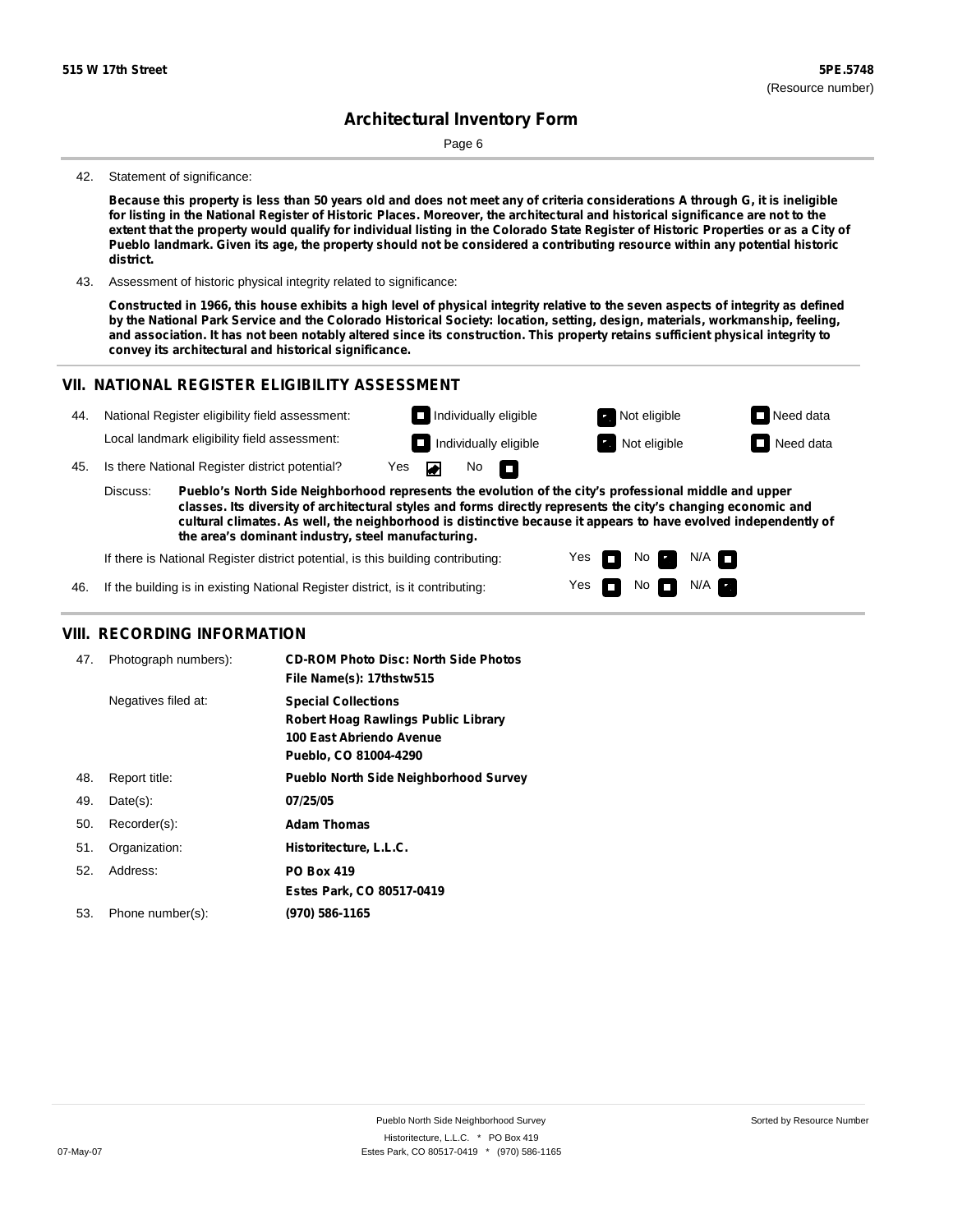42. Statement of significance:

**Because this property is less than 50 years old and does not meet any of criteria considerations A through G, it is ineligible for listing in the National Register of Historic Places. Moreover, the architectural and historical significance are not to the extent that the property would qualify for individual listing in the Colorado State Register of Historic Properties or as a City of Pueblo landmark. Given its age, the property should not be considered a contributing resource within any potential historic district.**

43. Assessment of historic physical integrity related to significance:

**Constructed in 1966, this house exhibits a high level of physical integrity relative to the seven aspects of integrity as defined by the National Park Service and the Colorado Historical Society: location, setting, design, materials, workmanship, feeling, and association. It has not been notably altered since its construction. This property retains sufficient physical integrity to convey its architectural and historical significance.**

## VII. NATIONAL REGISTER ELIGIBILITY ASSESSMENT

44. National Register eligibility field assessment: Individually eligible / **Not eligible** [X] / Need data

Local landmark eligibility field assessment: Individually eligible / **Not eligible** [X] / Need data

45. Is there National Register district potential? **Yes** [X] No

Discuss: **Pueblo's North Side Neighborhood represents the evolution of the city's professional middle and upper classes. Its diversity of architectural styles and forms directly represents the city's changing economic and cultural climates. As well, the neighborhood is distinctive because it appears to have evolved independently of the area's dominant industry, steel manufacturing.**

If there is National Register district potential, is this building contributing: Yes / **No** [X] / N/A

46. If the building is in existing National Register district, is it contributing: Yes / No / **N/A** [X]

## VIII. RECORDING INFORMATION

| | | |
|---|---|---|
| 47. | Photograph numbers): | **CD-ROM Photo Disc: North Side Photos**<br>**File Name(s): 17thstw515** |
| | Negatives filed at: | **Special Collections**<br>**Robert Hoag Rawlings Public Library**<br>**100 East Abriendo Avenue**<br>**Pueblo, CO 81004-4290** |
| 48. | Report title: | **Pueblo North Side Neighborhood Survey** |
| 49. | Date(s): | **07/25/05** |
| 50. | Recorder(s): | **Adam Thomas** |
| 51. | Organization: | **Historitecture, L.L.C.** |
| 52. | Address: | **PO Box 419**<br>**Estes Park, CO 80517-0419** |
| 53. | Phone number(s): | **(970) 586-1165** |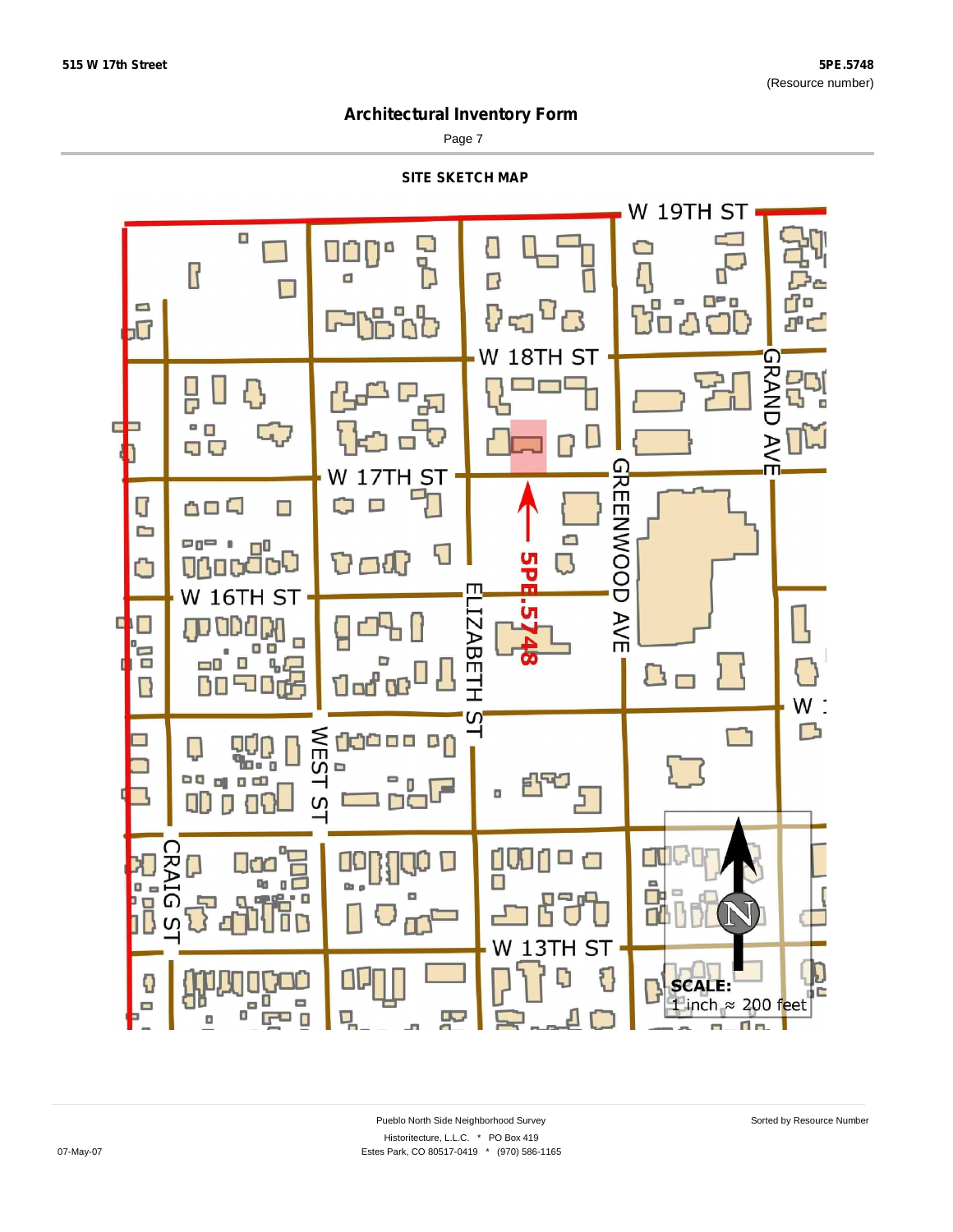# Architectural Inventory Form

## SITE SKETCH MAP

W 19TH ST

W 18TH ST

GRAND AVE

W 17TH ST

GREENWOOD AVE

5PE.5748

W 16TH ST

ELIZABETH ST

WEST ST

W 1

CRAIG ST

W 13TH ST

N

**SCALE:**
1 inch ≈ 200 feet

Pueblo North Side Neighborhood Survey

Historitecture, L.L.C. * PO Box 419

Estes Park, CO 80517-0419 * (970) 586-1165

Sorted by Resource Number

07-May-07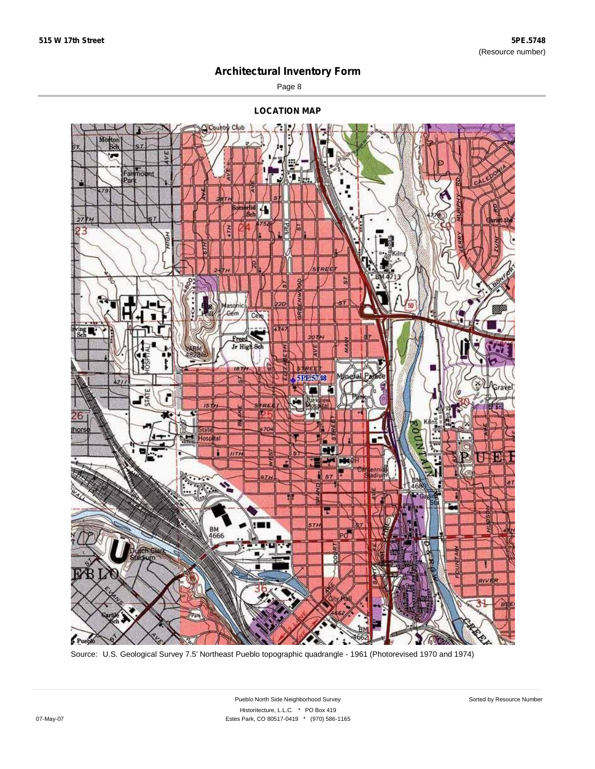## LOCATION MAP

Source: U.S. Geological Survey 7.5' Northeast Pueblo topographic quadrangle - 1961 (Photorevised 1970 and 1974)